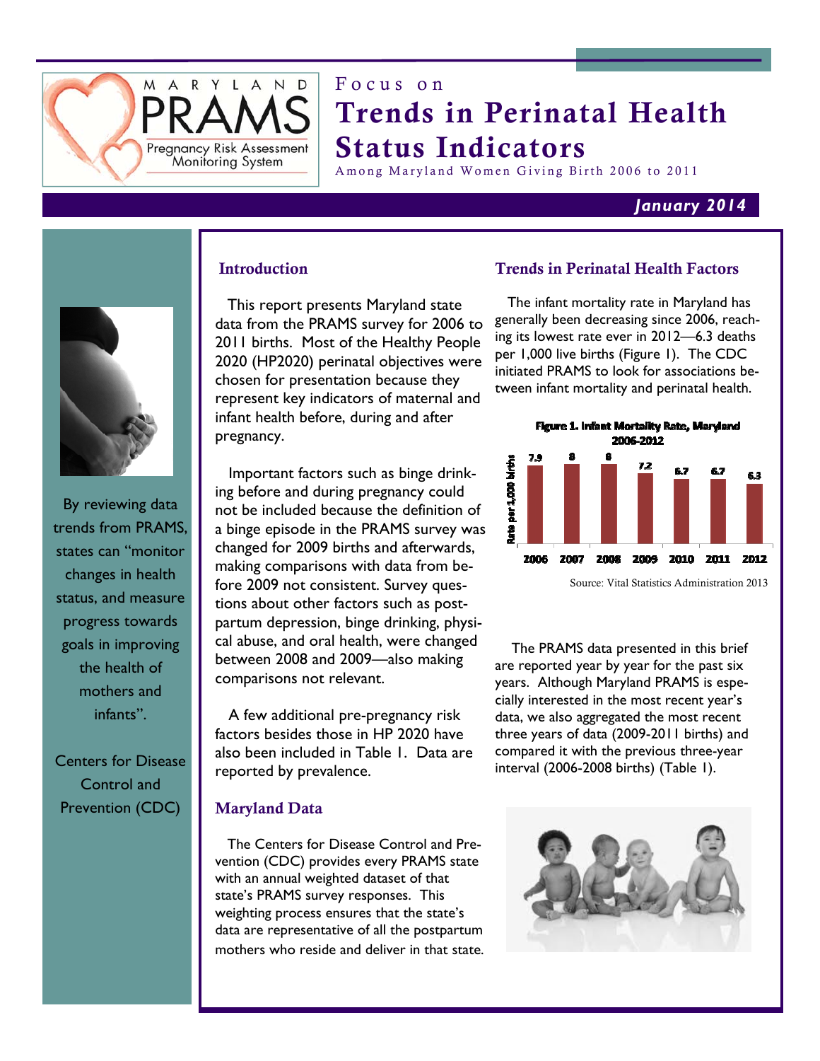MARYLAND PRAMS — Pregnancy Risk Assessment Monitoring System

Focus on

# Trends in Perinatal Health Status Indicators

Among Maryland Women Giving Birth 2006 to 2011

*January 2014*

By reviewing data trends from PRAMS, states can "monitor changes in health status, and measure progress towards goals in improving the health of mothers and infants".

Centers for Disease Control and Prevention (CDC)

## Introduction

This report presents Maryland state data from the PRAMS survey for 2006 to 2011 births. Most of the Healthy People 2020 (HP2020) perinatal objectives were chosen for presentation because they represent key indicators of maternal and infant health before, during and after pregnancy.

Important factors such as binge drinking before and during pregnancy could not be included because the definition of a binge episode in the PRAMS survey was changed for 2009 births and afterwards, making comparisons with data from before 2009 not consistent. Survey questions about other factors such as postpartum depression, binge drinking, physical abuse, and oral health, were changed between 2008 and 2009—also making comparisons not relevant.

A few additional pre-pregnancy risk factors besides those in HP 2020 have also been included in Table 1. Data are reported by prevalence.

## Maryland Data

The Centers for Disease Control and Prevention (CDC) provides every PRAMS state with an annual weighted dataset of that state's PRAMS survey responses. This weighting process ensures that the state's data are representative of all the postpartum mothers who reside and deliver in that state.

## Trends in Perinatal Health Factors

The infant mortality rate in Maryland has generally been decreasing since 2006, reaching its lowest rate ever in 2012—6.3 deaths per 1,000 live births (Figure 1). The CDC initiated PRAMS to look for associations between infant mortality and perinatal health.

**Figure 1. Infant Mortality Rate, Maryland 2006-2012**

| Year | Rate per 1,000 births |
|---|---|
| 2006 | 7.9 |
| 2007 | 8 |
| 2008 | 8 |
| 2009 | 7.2 |
| 2010 | 6.7 |
| 2011 | 6.7 |
| 2012 | 6.3 |

Source: Vital Statistics Administration 2013

The PRAMS data presented in this brief are reported year by year for the past six years. Although Maryland PRAMS is especially interested in the most recent year's data, we also aggregated the most recent three years of data (2009-2011 births) and compared it with the previous three-year interval (2006-2008 births) (Table 1).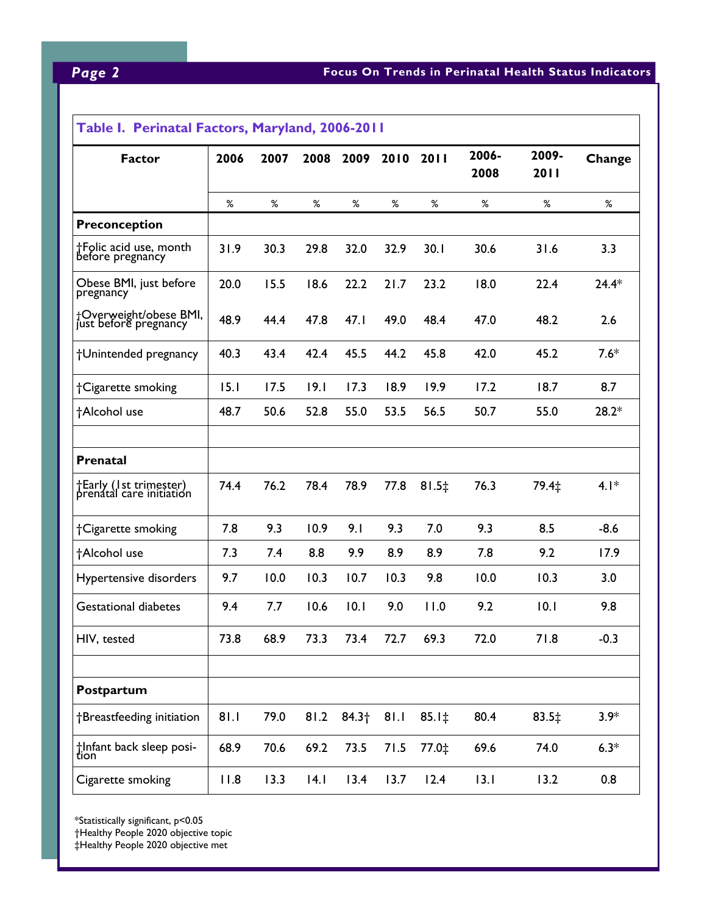## Table I. Perinatal Factors, Maryland, 2006-2011

| Factor | 2006 | 2007 | 2008 | 2009 | 2010 | 2011 | 2006-2008 | 2009-2011 | Change |
|---|---|---|---|---|---|---|---|---|---|
| | % | % | % | % | % | % | % | % | % |
| **Preconception** | | | | | | | | | |
| †Folic acid use, month before pregnancy | 31.9 | 30.3 | 29.8 | 32.0 | 32.9 | 30.1 | 30.6 | 31.6 | 3.3 |
| Obese BMI, just before pregnancy | 20.0 | 15.5 | 18.6 | 22.2 | 21.7 | 23.2 | 18.0 | 22.4 | 24.4* |
| †Overweight/obese BMI, just before pregnancy | 48.9 | 44.4 | 47.8 | 47.1 | 49.0 | 48.4 | 47.0 | 48.2 | 2.6 |
| †Unintended pregnancy | 40.3 | 43.4 | 42.4 | 45.5 | 44.2 | 45.8 | 42.0 | 45.2 | 7.6* |
| †Cigarette smoking | 15.1 | 17.5 | 19.1 | 17.3 | 18.9 | 19.9 | 17.2 | 18.7 | 8.7 |
| †Alcohol use | 48.7 | 50.6 | 52.8 | 55.0 | 53.5 | 56.5 | 50.7 | 55.0 | 28.2* |
| | | | | | | | | | |
| **Prenatal** | | | | | | | | | |
| †Early (1st trimester) prenatal care initiation | 74.4 | 76.2 | 78.4 | 78.9 | 77.8 | 81.5‡ | 76.3 | 79.4‡ | 4.1* |
| †Cigarette smoking | 7.8 | 9.3 | 10.9 | 9.1 | 9.3 | 7.0 | 9.3 | 8.5 | -8.6 |
| †Alcohol use | 7.3 | 7.4 | 8.8 | 9.9 | 8.9 | 8.9 | 7.8 | 9.2 | 17.9 |
| Hypertensive disorders | 9.7 | 10.0 | 10.3 | 10.7 | 10.3 | 9.8 | 10.0 | 10.3 | 3.0 |
| Gestational diabetes | 9.4 | 7.7 | 10.6 | 10.1 | 9.0 | 11.0 | 9.2 | 10.1 | 9.8 |
| HIV, tested | 73.8 | 68.9 | 73.3 | 73.4 | 72.7 | 69.3 | 72.0 | 71.8 | -0.3 |
| | | | | | | | | | |
| **Postpartum** | | | | | | | | | |
| †Breastfeeding initiation | 81.1 | 79.0 | 81.2 | 84.3† | 81.1 | 85.1‡ | 80.4 | 83.5‡ | 3.9* |
| †Infant back sleep position | 68.9 | 70.6 | 69.2 | 73.5 | 71.5 | 77.0‡ | 69.6 | 74.0 | 6.3* |
| Cigarette smoking | 11.8 | 13.3 | 14.1 | 13.4 | 13.7 | 12.4 | 13.1 | 13.2 | 0.8 |

*Statistically significant, $p<0.05$
†Healthy People 2020 objective topic
‡Healthy People 2020 objective met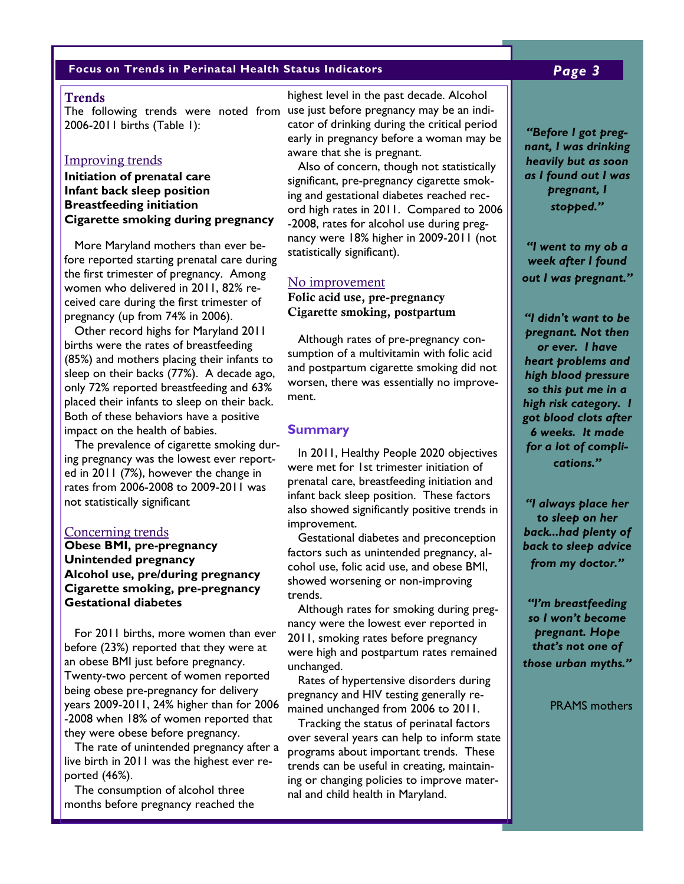## Trends

The following trends were noted from 2006-2011 births (Table 1):

### Improving trends

**Initiation of prenatal care**
**Infant back sleep position**
**Breastfeeding initiation**
**Cigarette smoking during pregnancy**

More Maryland mothers than ever before reported starting prenatal care during the first trimester of pregnancy. Among women who delivered in 2011, 82% received care during the first trimester of pregnancy (up from 74% in 2006).

Other record highs for Maryland 2011 births were the rates of breastfeeding (85%) and mothers placing their infants to sleep on their backs (77%). A decade ago, only 72% reported breastfeeding and 63% placed their infants to sleep on their back. Both of these behaviors have a positive impact on the health of babies.

The prevalence of cigarette smoking during pregnancy was the lowest ever reported in 2011 (7%), however the change in rates from 2006-2008 to 2009-2011 was not statistically significant

### Concerning trends

**Obese BMI, pre-pregnancy**
**Unintended pregnancy**
**Alcohol use, pre/during pregnancy**
**Cigarette smoking, pre-pregnancy**
**Gestational diabetes**

For 2011 births, more women than ever before (23%) reported that they were at an obese BMI just before pregnancy. Twenty-two percent of women reported being obese pre-pregnancy for delivery years 2009-2011, 24% higher than for 2006-2008 when 18% of women reported that they were obese before pregnancy.

The rate of unintended pregnancy after a live birth in 2011 was the highest ever reported (46%).

The consumption of alcohol three months before pregnancy reached the highest level in the past decade. Alcohol use just before pregnancy may be an indicator of drinking during the critical period early in pregnancy before a woman may be aware that she is pregnant.

Also of concern, though not statistically significant, pre-pregnancy cigarette smoking and gestational diabetes reached record high rates in 2011. Compared to 2006-2008, rates for alcohol use during pregnancy were 18% higher in 2009-2011 (not statistically significant).

### No improvement

**Folic acid use, pre-pregnancy**
**Cigarette smoking, postpartum**

Although rates of pre-pregnancy consumption of a multivitamin with folic acid and postpartum cigarette smoking did not worsen, there was essentially no improvement.

## Summary

In 2011, Healthy People 2020 objectives were met for 1st trimester initiation of prenatal care, breastfeeding initiation and infant back sleep position. These factors also showed significantly positive trends in improvement.

Gestational diabetes and preconception factors such as unintended pregnancy, alcohol use, folic acid use, and obese BMI, showed worsening or non-improving trends.

Although rates for smoking during pregnancy were the lowest ever reported in 2011, smoking rates before pregnancy were high and postpartum rates remained unchanged.

Rates of hypertensive disorders during pregnancy and HIV testing generally remained unchanged from 2006 to 2011.

Tracking the status of perinatal factors over several years can help to inform state programs about important trends. These trends can be useful in creating, maintaining or changing policies to improve maternal and child health in Maryland.

*"Before I got pregnant, I was drinking heavily but as soon as I found out I was pregnant, I stopped."*

*"I went to my ob a week after I found out I was pregnant."*

*"I didn't want to be pregnant. Not then or ever. I have heart problems and high blood pressure so this put me in a high risk category. I got blood clots after 6 weeks. It made for a lot of complications."*

*"I always place her to sleep on her back...had plenty of back to sleep advice from my doctor."*

*"I'm breastfeeding so I won't become pregnant. Hope that's not one of those urban myths."*

PRAMS mothers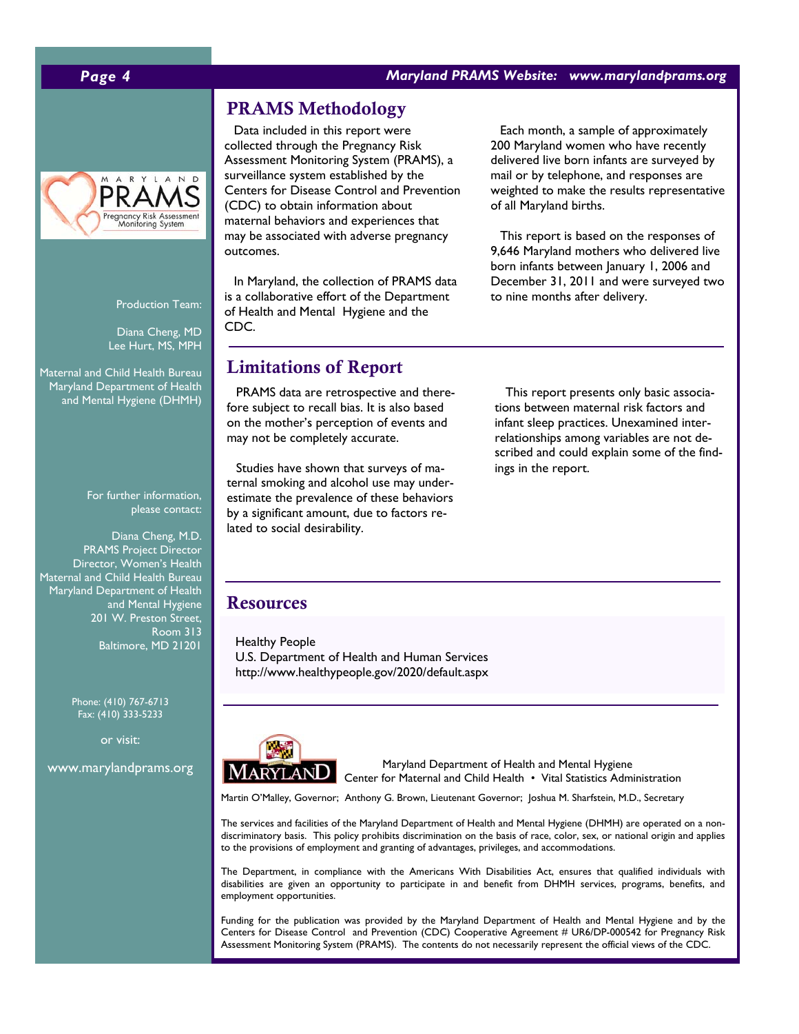## PRAMS Methodology

Data included in this report were collected through the Pregnancy Risk Assessment Monitoring System (PRAMS), a surveillance system established by the Centers for Disease Control and Prevention (CDC) to obtain information about maternal behaviors and experiences that may be associated with adverse pregnancy outcomes.

In Maryland, the collection of PRAMS data is a collaborative effort of the Department of Health and Mental Hygiene and the CDC.

Each month, a sample of approximately 200 Maryland women who have recently delivered live born infants are surveyed by mail or by telephone, and responses are weighted to make the results representative of all Maryland births.

This report is based on the responses of 9,646 Maryland mothers who delivered live born infants between January 1, 2006 and December 31, 2011 and were surveyed two to nine months after delivery.

## Limitations of Report

PRAMS data are retrospective and therefore subject to recall bias. It is also based on the mother's perception of events and may not be completely accurate.

Studies have shown that surveys of maternal smoking and alcohol use may underestimate the prevalence of these behaviors by a significant amount, due to factors related to social desirability.

This report presents only basic associations between maternal risk factors and infant sleep practices. Unexamined interrelationships among variables are not described and could explain some of the findings in the report.

## Resources

Healthy People
U.S. Department of Health and Human Services
http://www.healthypeople.gov/2020/default.aspx

MARYLAND PRAMS
Pregnancy Risk Assessment Monitoring System

Production Team:

Diana Cheng, MD
Lee Hurt, MS, MPH

Maternal and Child Health Bureau
Maryland Department of Health and Mental Hygiene (DHMH)

For further information, please contact:

Diana Cheng, M.D.
PRAMS Project Director
Director, Women's Health
Maternal and Child Health Bureau
Maryland Department of Health and Mental Hygiene
201 W. Preston Street, Room 313
Baltimore, MD 21201

Phone: (410) 767-6713
Fax: (410) 333-5233

or visit:

www.marylandprams.org

Maryland Department of Health and Mental Hygiene
Center for Maternal and Child Health • Vital Statistics Administration

Martin O'Malley, Governor; Anthony G. Brown, Lieutenant Governor; Joshua M. Sharfstein, M.D., Secretary

The services and facilities of the Maryland Department of Health and Mental Hygiene (DHMH) are operated on a non-discriminatory basis. This policy prohibits discrimination on the basis of race, color, sex, or national origin and applies to the provisions of employment and granting of advantages, privileges, and accommodations.

The Department, in compliance with the Americans With Disabilities Act, ensures that qualified individuals with disabilities are given an opportunity to participate in and benefit from DHMH services, programs, benefits, and employment opportunities.

Funding for the publication was provided by the Maryland Department of Health and Mental Hygiene and by the Centers for Disease Control and Prevention (CDC) Cooperative Agreement # UR6/DP-000542 for Pregnancy Risk Assessment Monitoring System (PRAMS). The contents do not necessarily represent the official views of the CDC.